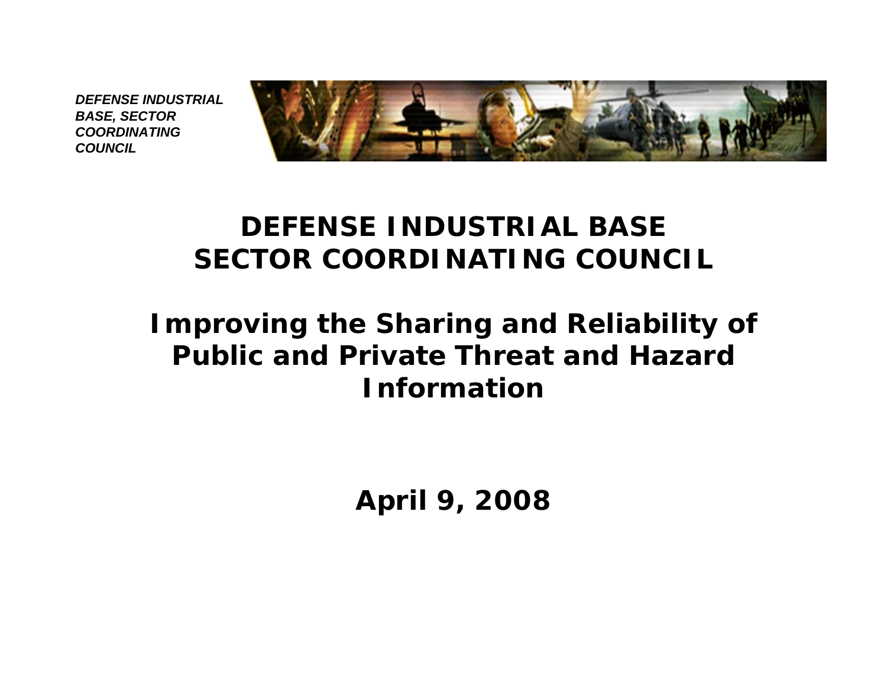*DEFENSE INDUSTRIAL BASE, SECTOR COORDINATING COUNCIL*

# DEFENSE INDUSTRIAL BASE SECTOR COORDINATING COUNCIL

## Improving the Sharing and Reliability of Public and Private Threat and Hazard Information

**April 9, 2008**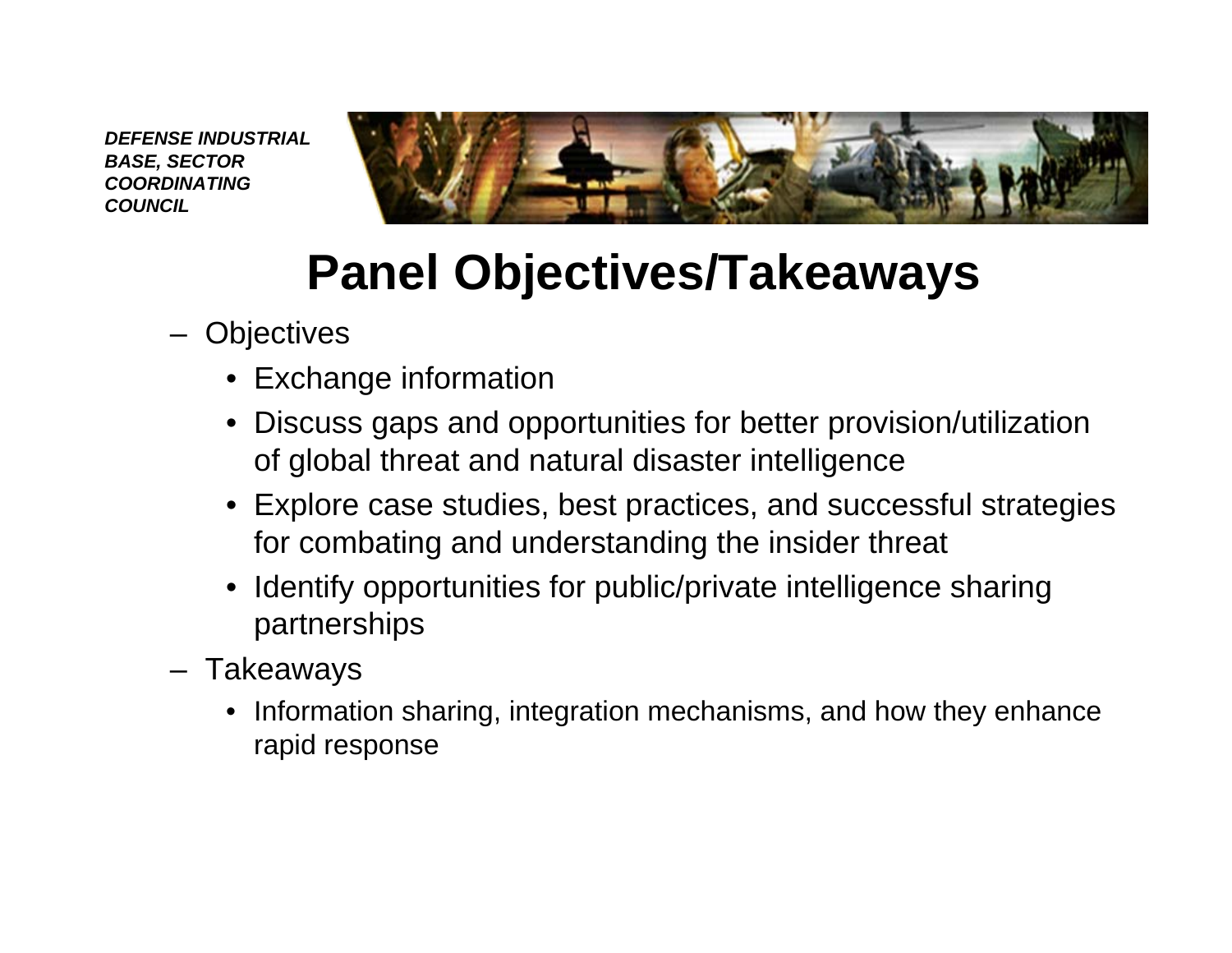***DEFENSE INDUSTRIAL BASE, SECTOR COORDINATING COUNCIL***

# Panel Objectives/Takeaways

- Objectives
  - Exchange information
  - Discuss gaps and opportunities for better provision/utilization of global threat and natural disaster intelligence
  - Explore case studies, best practices, and successful strategies for combating and understanding the insider threat
  - Identify opportunities for public/private intelligence sharing partnerships
- Takeaways
  - Information sharing, integration mechanisms, and how they enhance rapid response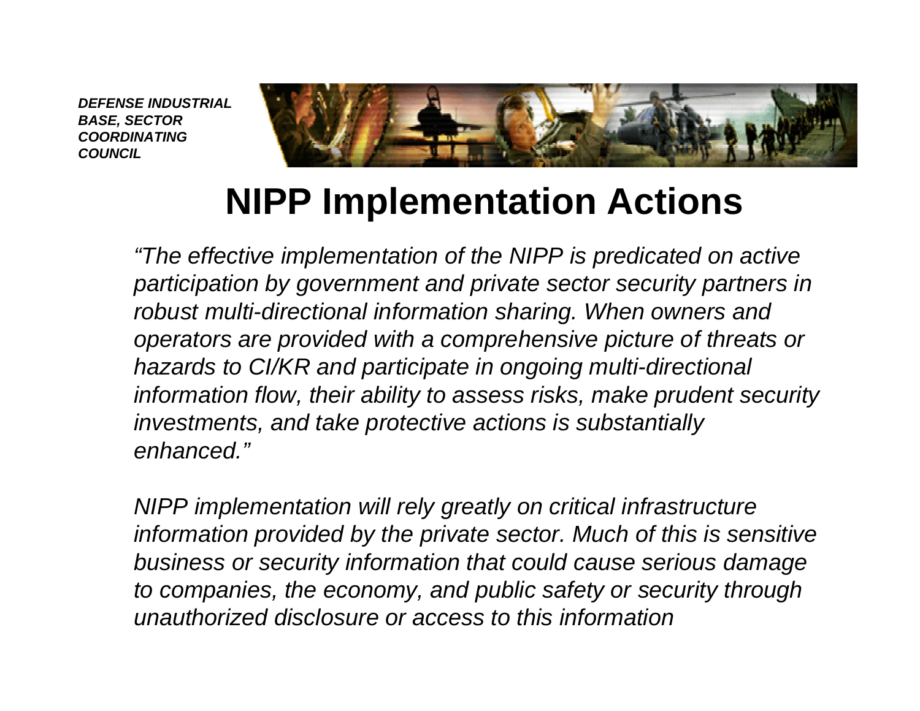***DEFENSE INDUSTRIAL BASE, SECTOR COORDINATING COUNCIL***

# NIPP Implementation Actions

*"The effective implementation of the NIPP is predicated on active participation by government and private sector security partners in robust multi-directional information sharing. When owners and operators are provided with a comprehensive picture of threats or hazards to CI/KR and participate in ongoing multi-directional information flow, their ability to assess risks, make prudent security investments, and take protective actions is substantially enhanced."*

*NIPP implementation will rely greatly on critical infrastructure information provided by the private sector. Much of this is sensitive business or security information that could cause serious damage to companies, the economy, and public safety or security through unauthorized disclosure or access to this information*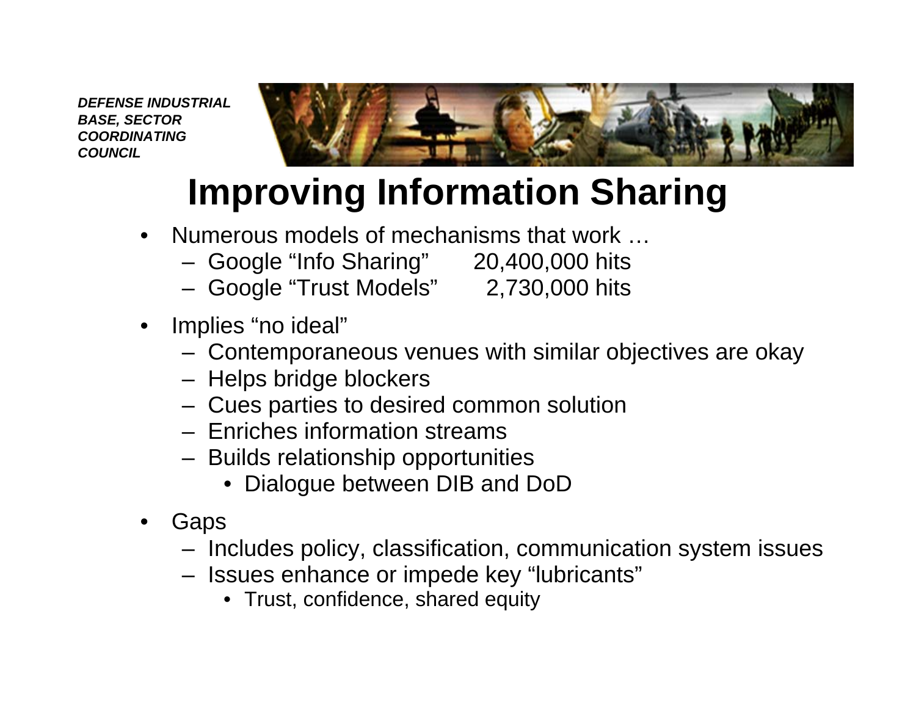*DEFENSE INDUSTRIAL BASE, SECTOR COORDINATING COUNCIL*

# Improving Information Sharing

- Numerous models of mechanisms that work …
  - Google “Info Sharing” 20,400,000 hits
  - Google “Trust Models” 2,730,000 hits
- Implies “no ideal”
  - Contemporaneous venues with similar objectives are okay
  - Helps bridge blockers
  - Cues parties to desired common solution
  - Enriches information streams
  - Builds relationship opportunities
    - Dialogue between DIB and DoD
- Gaps
  - Includes policy, classification, communication system issues
  - Issues enhance or impede key “lubricants”
    - Trust, confidence, shared equity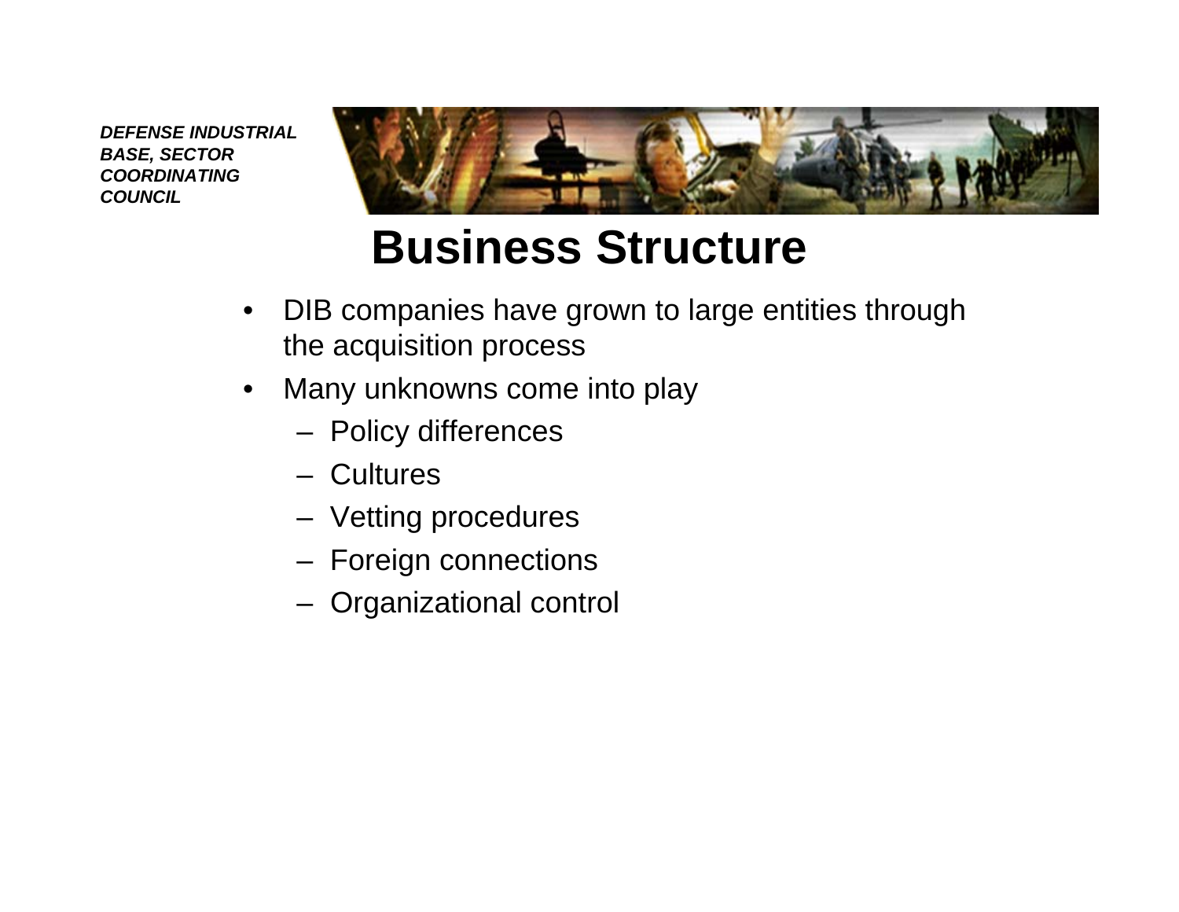# Business Structure

- DIB companies have grown to large entities through the acquisition process
- Many unknowns come into play
  - Policy differences
  - Cultures
  - Vetting procedures
  - Foreign connections
  - Organizational control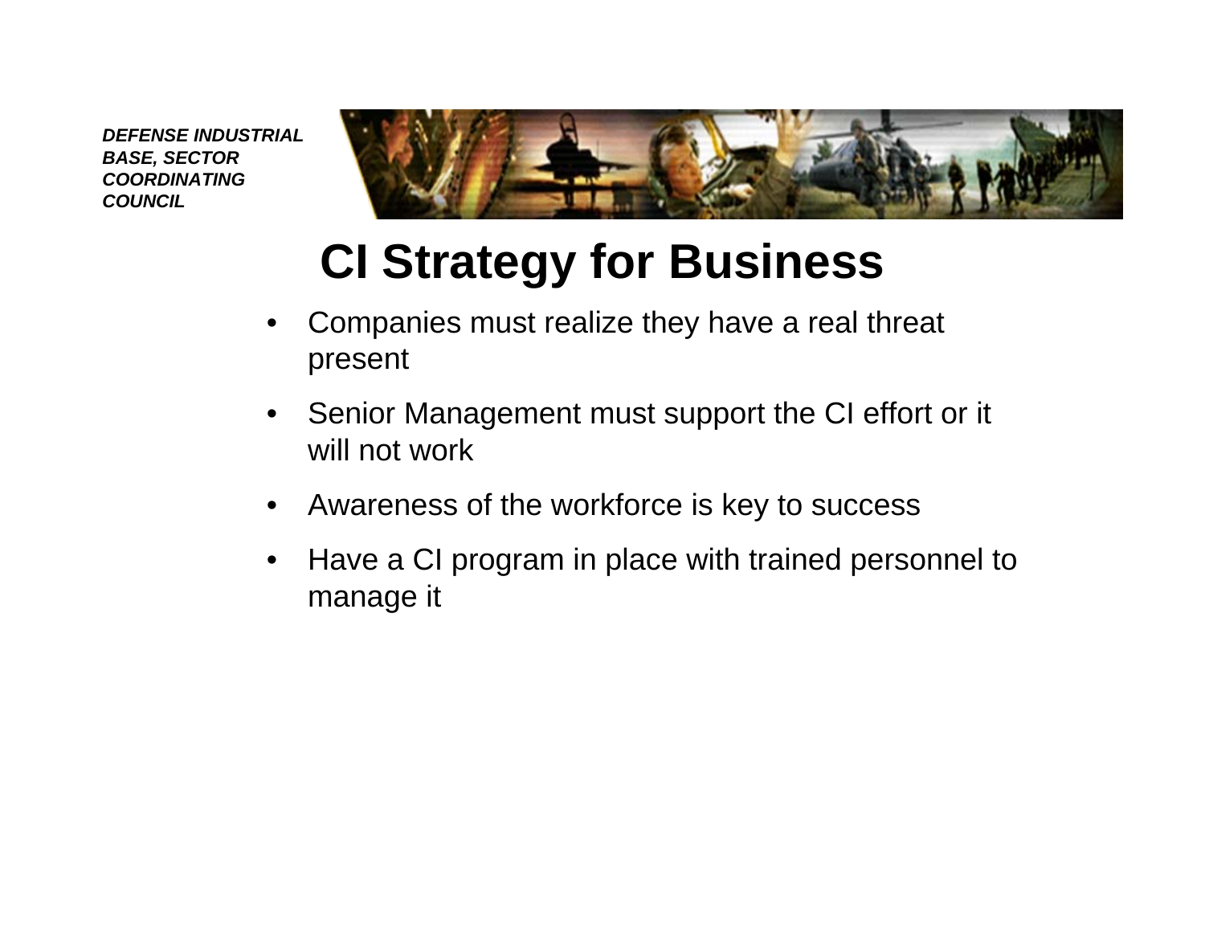# CI Strategy for Business

- Companies must realize they have a real threat present
- Senior Management must support the CI effort or it will not work
- Awareness of the workforce is key to success
- Have a CI program in place with trained personnel to manage it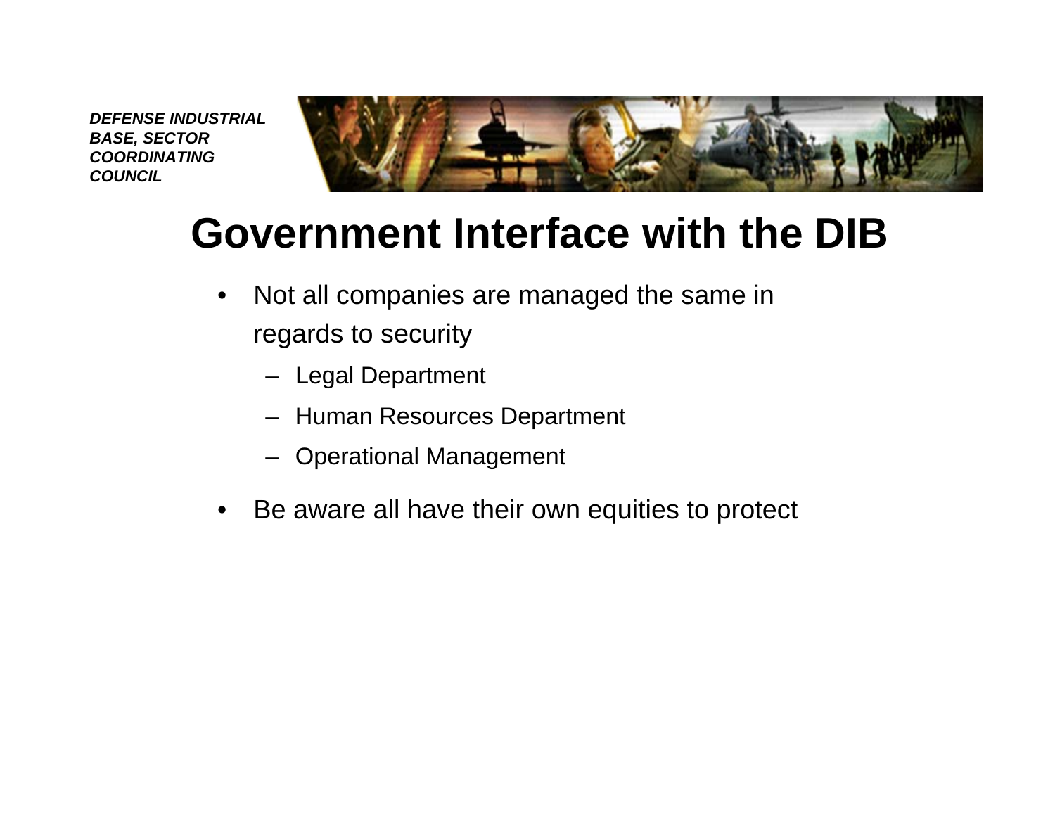# Government Interface with the DIB

- Not all companies are managed the same in regards to security
  - Legal Department
  - Human Resources Department
  - Operational Management
- Be aware all have their own equities to protect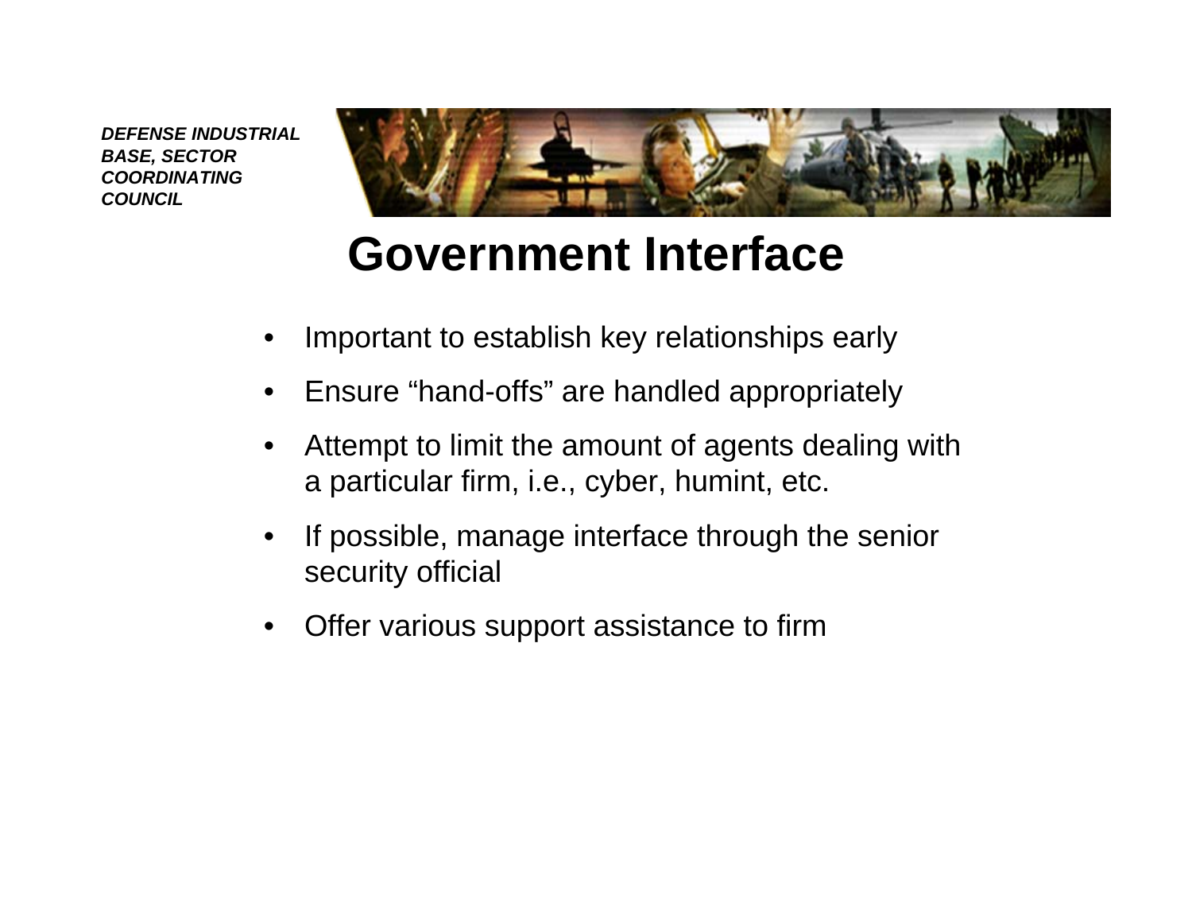***DEFENSE INDUSTRIAL BASE, SECTOR COORDINATING COUNCIL***

# Government Interface

- Important to establish key relationships early
- Ensure “hand-offs” are handled appropriately
- Attempt to limit the amount of agents dealing with a particular firm, i.e., cyber, humint, etc.
- If possible, manage interface through the senior security official
- Offer various support assistance to firm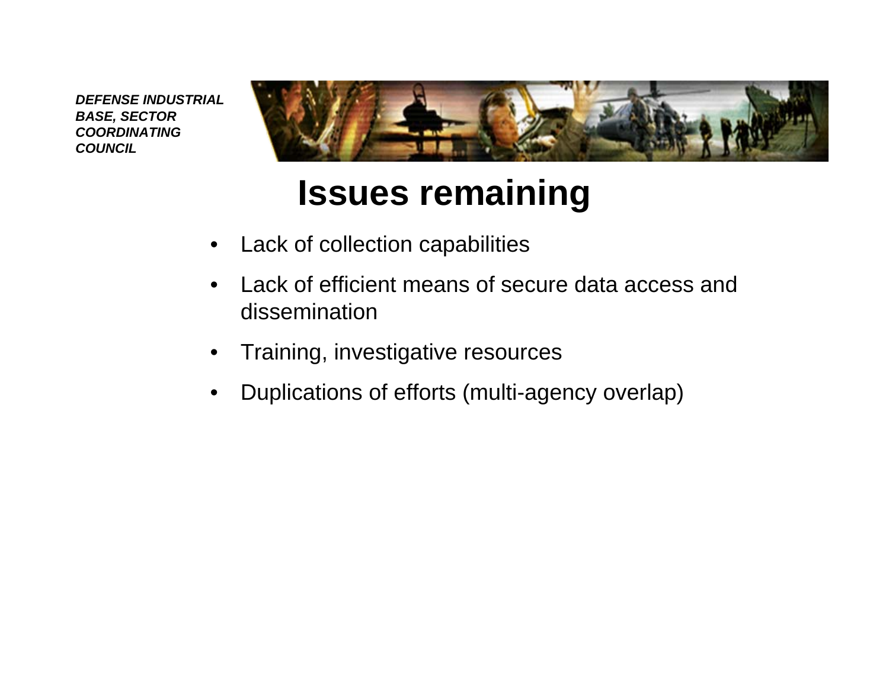***DEFENSE INDUSTRIAL BASE, SECTOR COORDINATING COUNCIL***

# Issues remaining

- Lack of collection capabilities
- Lack of efficient means of secure data access and dissemination
- Training, investigative resources
- Duplications of efforts (multi-agency overlap)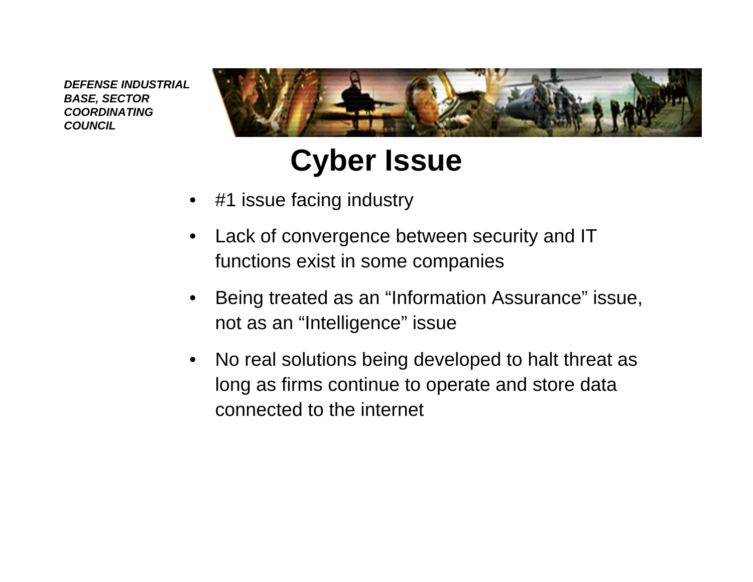***DEFENSE INDUSTRIAL BASE, SECTOR COORDINATING COUNCIL***

# Cyber Issue

- #1 issue facing industry
- Lack of convergence between security and IT functions exist in some companies
- Being treated as an “Information Assurance” issue, not as an “Intelligence” issue
- No real solutions being developed to halt threat as long as firms continue to operate and store data connected to the internet